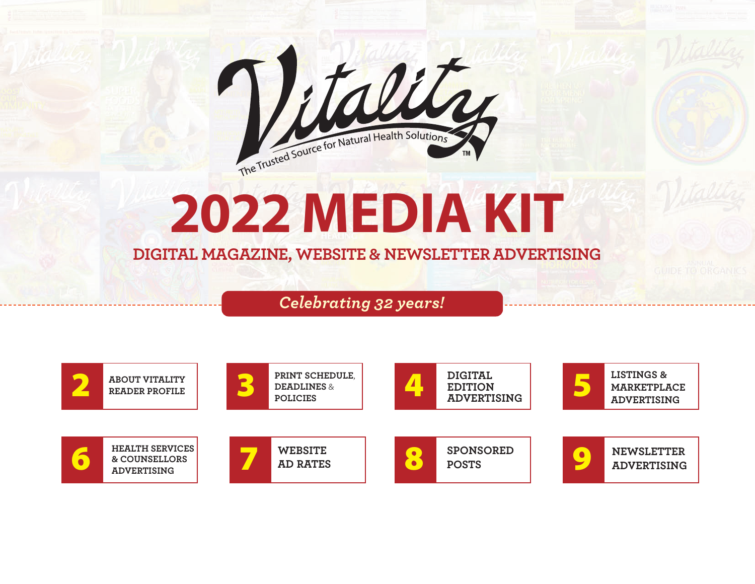# Vitality

The Trusted Source for Natural Health Solutions™

# 2022 MEDIA KIT

## DIGITAL MAGAZINE, WEBSITE & NEWSLETTER ADVERTISING

*Celebrating 32 years!*

- **2** ABOUT VITALITY READER PROFILE
- **3** PRINT SCHEDULE, DEADLINES & POLICIES
- **4** DIGITAL EDITION ADVERTISING
- **5** LISTINGS & MARKETPLACE ADVERTISING
- **6** HEALTH SERVICES & COUNSELLORS ADVERTISING
- **7** WEBSITE AD RATES
- **8** SPONSORED POSTS
- **9** NEWSLETTER ADVERTISING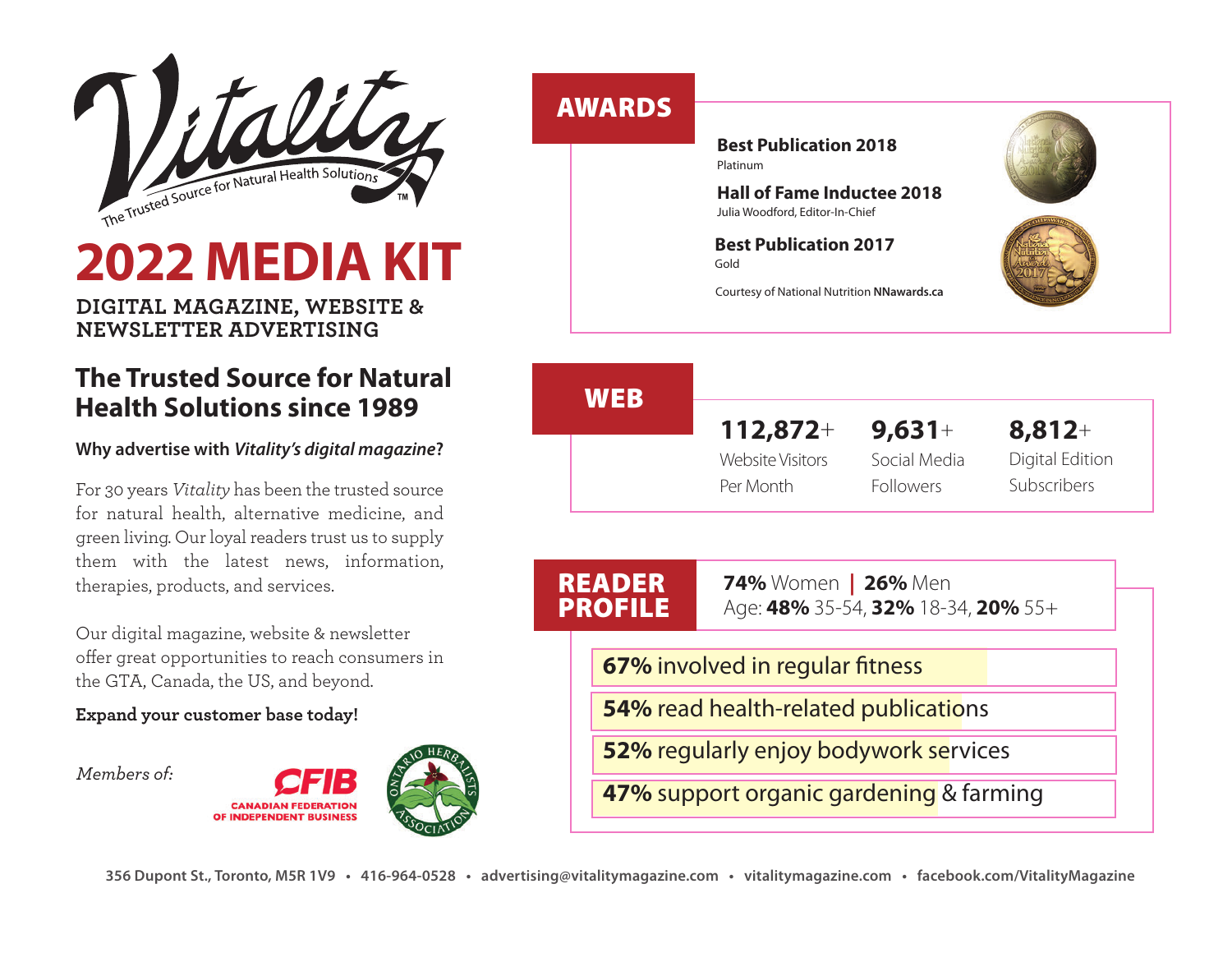# Vitality

The Trusted Source for Natural Health Solutions™

# 2022 MEDIA KIT

**DIGITAL MAGAZINE, WEBSITE & NEWSLETTER ADVERTISING**

## The Trusted Source for Natural Health Solutions since 1989

**Why advertise with *Vitality's digital magazine*?**

For 30 years *Vitality* has been the trusted source for natural health, alternative medicine, and green living. Our loyal readers trust us to supply them with the latest news, information, therapies, products, and services.

Our digital magazine, website & newsletter offer great opportunities to reach consumers in the GTA, Canada, the US, and beyond.

**Expand your customer base today!**

*Members of:*

CFIB CANADIAN FEDERATION OF INDEPENDENT BUSINESS

ONTARIO HERBALISTS ASSOCIATION

## AWARDS

**Best Publication 2018**
Platinum

**Hall of Fame Inductee 2018**
Julia Woodford, Editor-In-Chief

**Best Publication 2017**
Gold

Courtesy of National Nutrition **NNawards.ca**

## WEB

**112,872+** Website Visitors Per Month

**9,631+** Social Media Followers

**8,812+** Digital Edition Subscribers

## READER PROFILE

**74%** Women | **26%** Men

Age: **48%** 35-54, **32%** 18-34, **20%** 55+

- **67%** involved in regular fitness
- **54%** read health-related publications
- **52%** regularly enjoy bodywork services
- **47%** support organic gardening & farming

356 Dupont St., Toronto, M5R 1V9 • 416-964-0528 • advertising@vitalitymagazine.com • vitalitymagazine.com • facebook.com/VitalityMagazine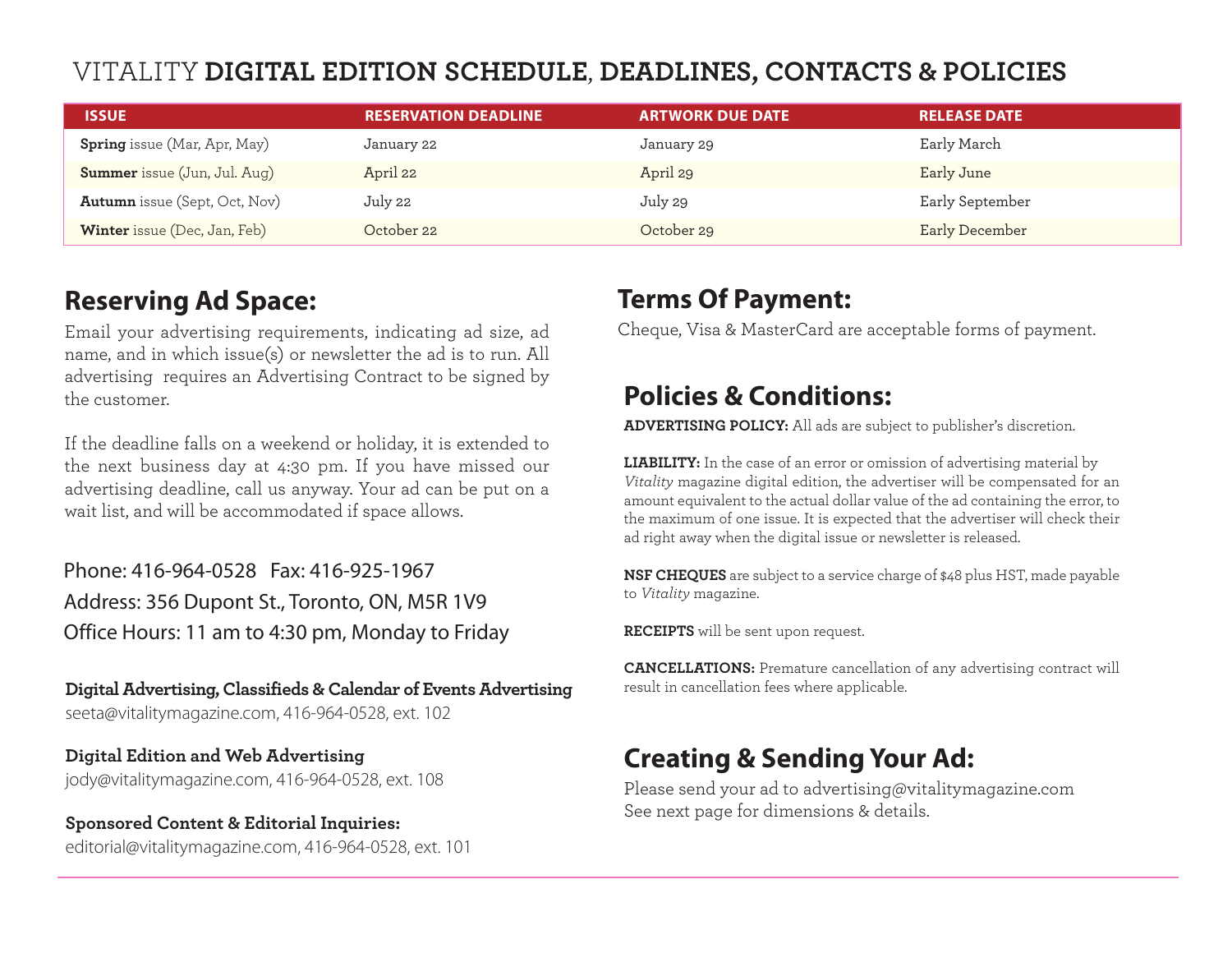# VITALITY DIGITAL EDITION SCHEDULE, DEADLINES, CONTACTS & POLICIES

| ISSUE | RESERVATION DEADLINE | ARTWORK DUE DATE | RELEASE DATE |
|---|---|---|---|
| **Spring** issue (Mar, Apr, May) | January 22 | January 29 | Early March |
| **Summer** issue (Jun, Jul. Aug) | April 22 | April 29 | Early June |
| **Autumn** issue (Sept, Oct, Nov) | July 22 | July 29 | Early September |
| **Winter** issue (Dec, Jan, Feb) | October 22 | October 29 | Early December |

## Reserving Ad Space:

Email your advertising requirements, indicating ad size, ad name, and in which issue(s) or newsletter the ad is to run. All advertising requires an Advertising Contract to be signed by the customer.

If the deadline falls on a weekend or holiday, it is extended to the next business day at 4:30 pm. If you have missed our advertising deadline, call us anyway. Your ad can be put on a wait list, and will be accommodated if space allows.

Phone: 416-964-0528 Fax: 416-925-1967
Address: 356 Dupont St., Toronto, ON, M5R 1V9
Office Hours: 11 am to 4:30 pm, Monday to Friday

**Digital Advertising, Classifieds & Calendar of Events Advertising**
seeta@vitalitymagazine.com, 416-964-0528, ext. 102

**Digital Edition and Web Advertising**
jody@vitalitymagazine.com, 416-964-0528, ext. 108

**Sponsored Content & Editorial Inquiries:**
editorial@vitalitymagazine.com, 416-964-0528, ext. 101

## Terms Of Payment:

Cheque, Visa & MasterCard are acceptable forms of payment.

## Policies & Conditions:

**ADVERTISING POLICY:** All ads are subject to publisher's discretion.

**LIABILITY:** In the case of an error or omission of advertising material by *Vitality* magazine digital edition, the advertiser will be compensated for an amount equivalent to the actual dollar value of the ad containing the error, to the maximum of one issue. It is expected that the advertiser will check their ad right away when the digital issue or newsletter is released.

**NSF CHEQUES** are subject to a service charge of $48 plus HST, made payable to *Vitality* magazine.

**RECEIPTS** will be sent upon request.

**CANCELLATIONS:** Premature cancellation of any advertising contract will result in cancellation fees where applicable.

## Creating & Sending Your Ad:

Please send your ad to advertising@vitalitymagazine.com
See next page for dimensions & details.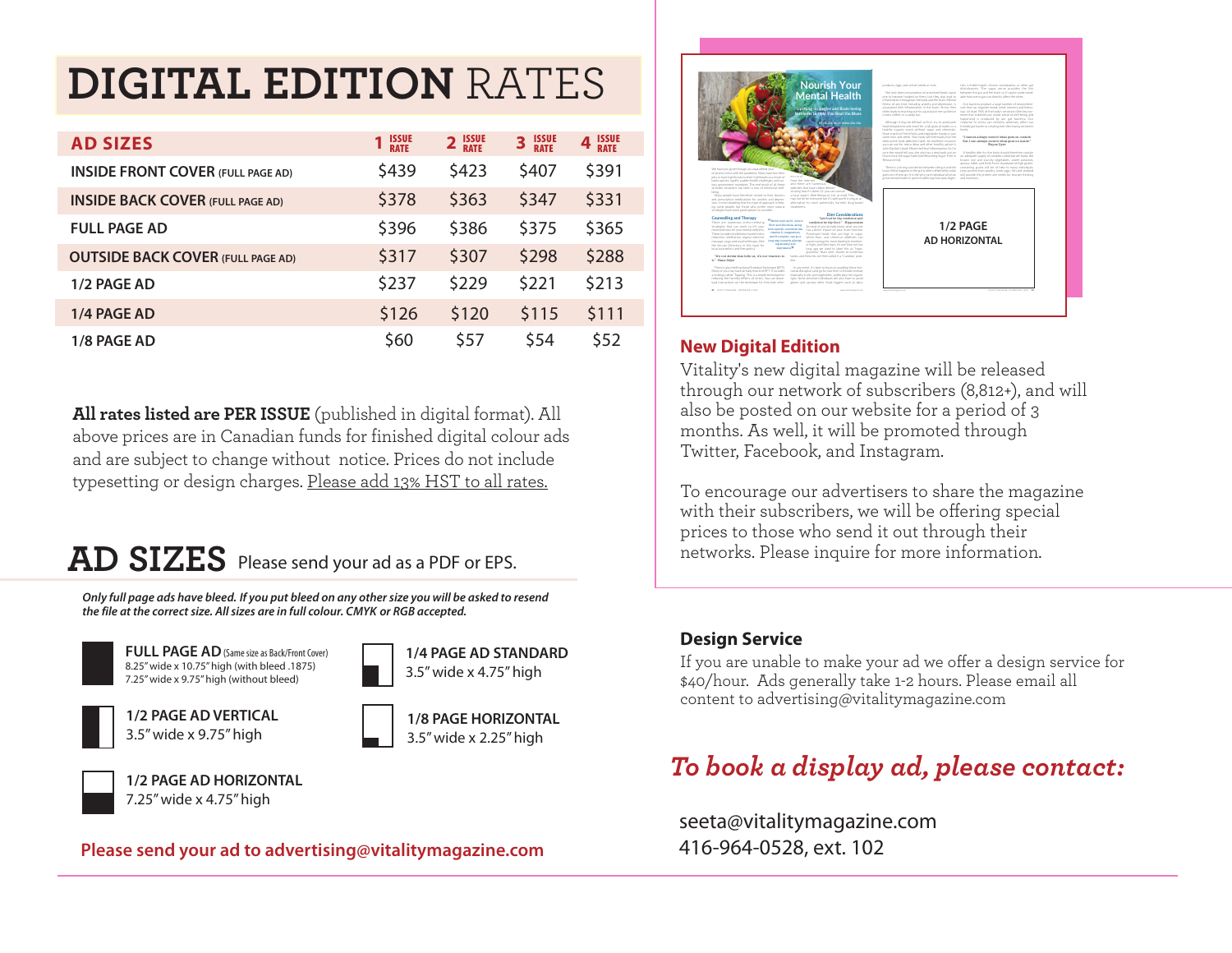# DIGITAL EDITION RATES

| AD SIZES | 1 ISSUE RATE | 2 ISSUE RATE | 3 ISSUE RATE | 4 ISSUE RATE |
|---|---|---|---|---|
| INSIDE FRONT COVER (FULL PAGE AD) | $439 | $423 | $407 | $391 |
| INSIDE BACK COVER (FULL PAGE AD) | $378 | $363 | $347 | $331 |
| FULL PAGE AD | $396 | $386 | $375 | $365 |
| OUTSIDE BACK COVER (FULL PAGE AD) | $317 | $307 | $298 | $288 |
| 1/2 PAGE AD | $237 | $229 | $221 | $213 |
| 1/4 PAGE AD | $126 | $120 | $115 | $111 |
| 1/8 PAGE AD | $60 | $57 | $54 | $52 |

**All rates listed are PER ISSUE** (published in digital format). All above prices are in Canadian funds for finished digital colour ads and are subject to change without notice. Prices do not include typesetting or design charges. Please add 13% HST to all rates.

# AD SIZES Please send your ad as a PDF or EPS.

***Only full page ads have bleed. If you put bleed on any other size you will be asked to resend the file at the correct size. All sizes are in full colour. CMYK or RGB accepted.***

**FULL PAGE AD** (Same size as Back/Front Cover)
8.25" wide x 10.75" high (with bleed .1875)
7.25" wide x 9.75" high (without bleed)

**1/4 PAGE AD STANDARD**
3.5" wide x 4.75" high

**1/2 PAGE AD VERTICAL**
3.5" wide x 9.75" high

**1/8 PAGE HORIZONTAL**
3.5" wide x 2.25" high

**1/2 PAGE AD HORIZONTAL**
7.25" wide x 4.75" high

**Please send your ad to advertising@vitalitymagazine.com**

1/2 PAGE AD HORIZONTAL

## New Digital Edition

Vitality's new digital magazine will be released through our network of subscribers (8,812+), and will also be posted on our website for a period of 3 months. As well, it will be promoted through Twitter, Facebook, and Instagram.

To encourage our advertisers to share the magazine with their subscribers, we will be offering special prices to those who send it out through their networks. Please inquire for more information.

## Design Service

If you are unable to make your ad we offer a design service for $40/hour. Ads generally take 1-2 hours. Please email all content to advertising@vitalitymagazine.com

## *To book a display ad, please contact:*

seeta@vitalitymagazine.com
416-964-0528, ext. 102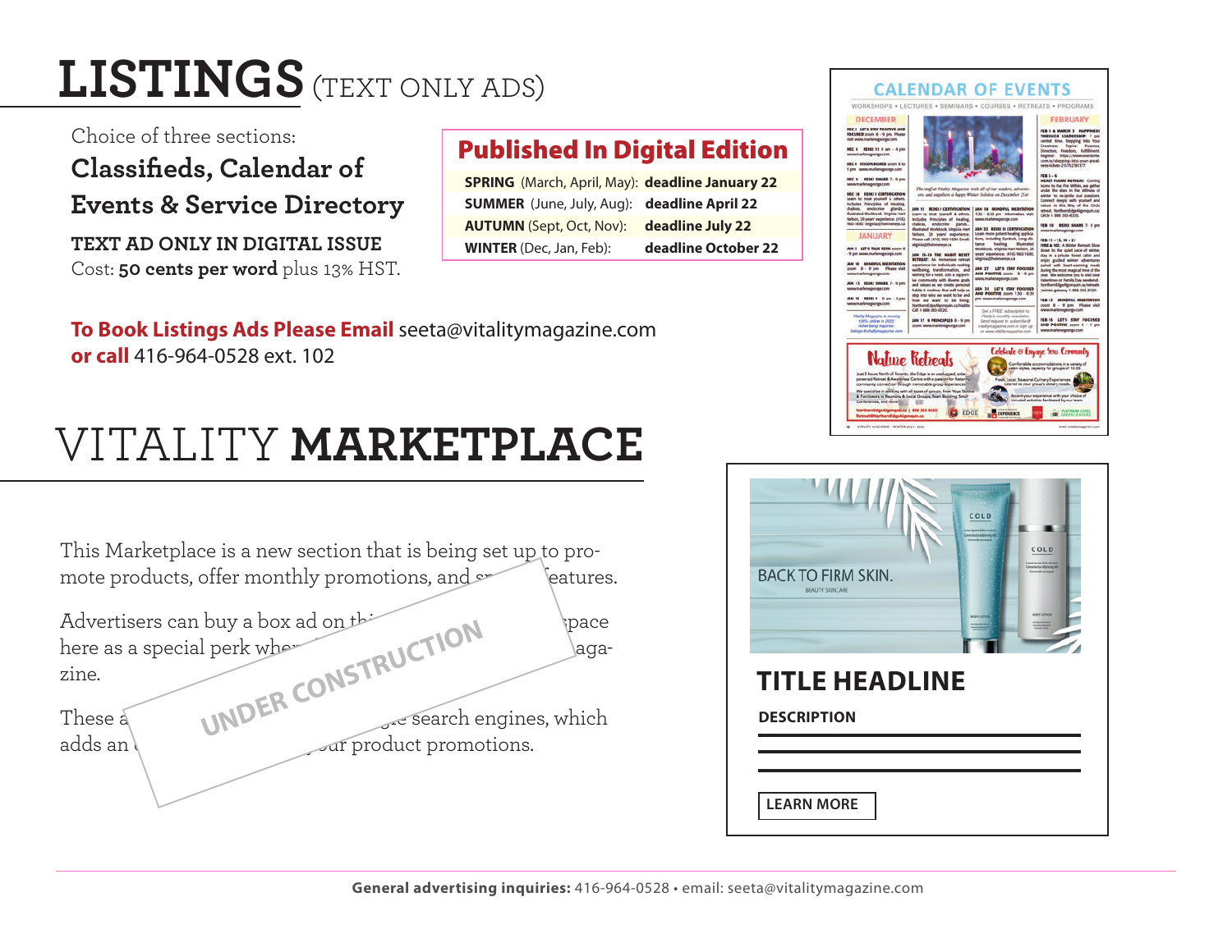# LISTINGS (TEXT ONLY ADS)

Choice of three sections:

**Classifieds, Calendar of Events & Service Directory**

**TEXT AD ONLY IN DIGITAL ISSUE**

Cost: **50 cents per word** plus 13% HST.

## Published In Digital Edition

| | |
|---|---|
| **SPRING** (March, April, May): | **deadline January 22** |
| **SUMMER** (June, July, Aug): | **deadline April 22** |
| **AUTUMN** (Sept, Oct, Nov): | **deadline July 22** |
| **WINTER** (Dec, Jan, Feb): | **deadline October 22** |

**To Book Listings Ads Please Email** seeta@vitalitymagazine.com
**or call** 416-964-0528 ext. 102

# VITALITY **MARKETPLACE**

This Marketplace is a new section that is being set up to promote products, offer monthly promotions, and sp... features.

Advertisers can buy a box ad on th... space here as a special perk whe... magazine.

These a... ...search engines, which adds an ... your product promotions.

UNDER CONSTRUCTION

**TITLE HEADLINE**

**DESCRIPTION**

LEARN MORE

**General advertising inquiries:** 416-964-0528 • email: seeta@vitalitymagazine.com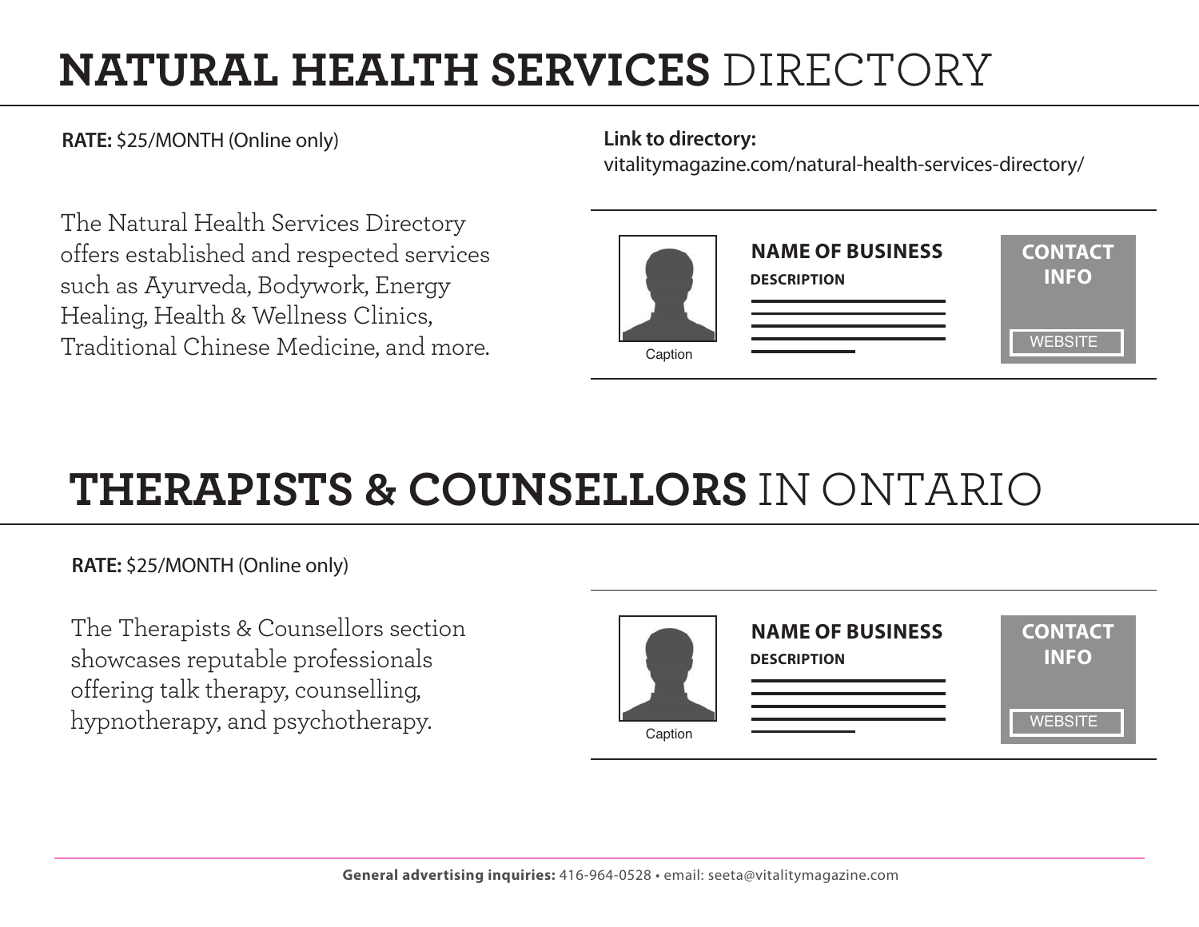# NATURAL HEALTH SERVICES DIRECTORY

**RATE:** $25/MONTH (Online only)

**Link to directory:**
vitalitymagazine.com/natural-health-services-directory/

The Natural Health Services Directory offers established and respected services such as Ayurveda, Bodywork, Energy Healing, Health & Wellness Clinics, Traditional Chinese Medicine, and more.

Caption

**NAME OF BUSINESS**

**DESCRIPTION**

**CONTACT INFO**

WEBSITE

# THERAPISTS & COUNSELLORS IN ONTARIO

**RATE:** $25/MONTH (Online only)

The Therapists & Counsellors section showcases reputable professionals offering talk therapy, counselling, hypnotherapy, and psychotherapy.

Caption

**NAME OF BUSINESS**

**DESCRIPTION**

**CONTACT INFO**

WEBSITE

**General advertising inquiries:** 416-964-0528 • email: seeta@vitalitymagazine.com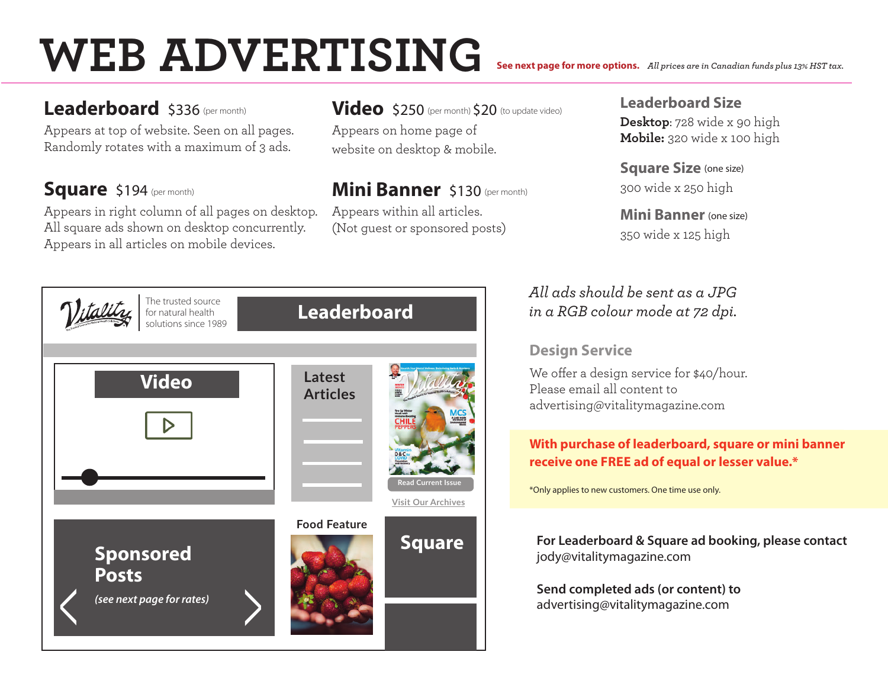# WEB ADVERTISING

**See next page for more options.** *All prices are in Canadian funds plus 13% HST tax.*

## Leaderboard $336 (per month)

Appears at top of website. Seen on all pages.
Randomly rotates with a maximum of 3 ads.

## Square $194 (per month)

Appears in right column of all pages on desktop.
All square ads shown on desktop concurrently.
Appears in all articles on mobile devices.

## Video $250 (per month) $20 (to update video)

Appears on home page of website on desktop & mobile.

## Mini Banner $130 (per month)

Appears within all articles.
(Not guest or sponsored posts)

### Leaderboard Size

**Desktop**: 728 wide x 90 high
**Mobile:** 320 wide x 100 high

### Square Size (one size)

300 wide x 250 high

### Mini Banner (one size)

350 wide x 125 high

*All ads should be sent as a JPG in a RGB colour mode at 72 dpi.*

### Design Service

We offer a design service for $40/hour.
Please email all content to advertising@vitalitymagazine.com

**With purchase of leaderboard, square or mini banner receive one FREE ad of equal or lesser value.***

*Only applies to new customers. One time use only.

**For Leaderboard & Square ad booking, please contact**
jody@vitalitymagazine.com

**Send completed ads (or content) to**
advertising@vitalitymagazine.com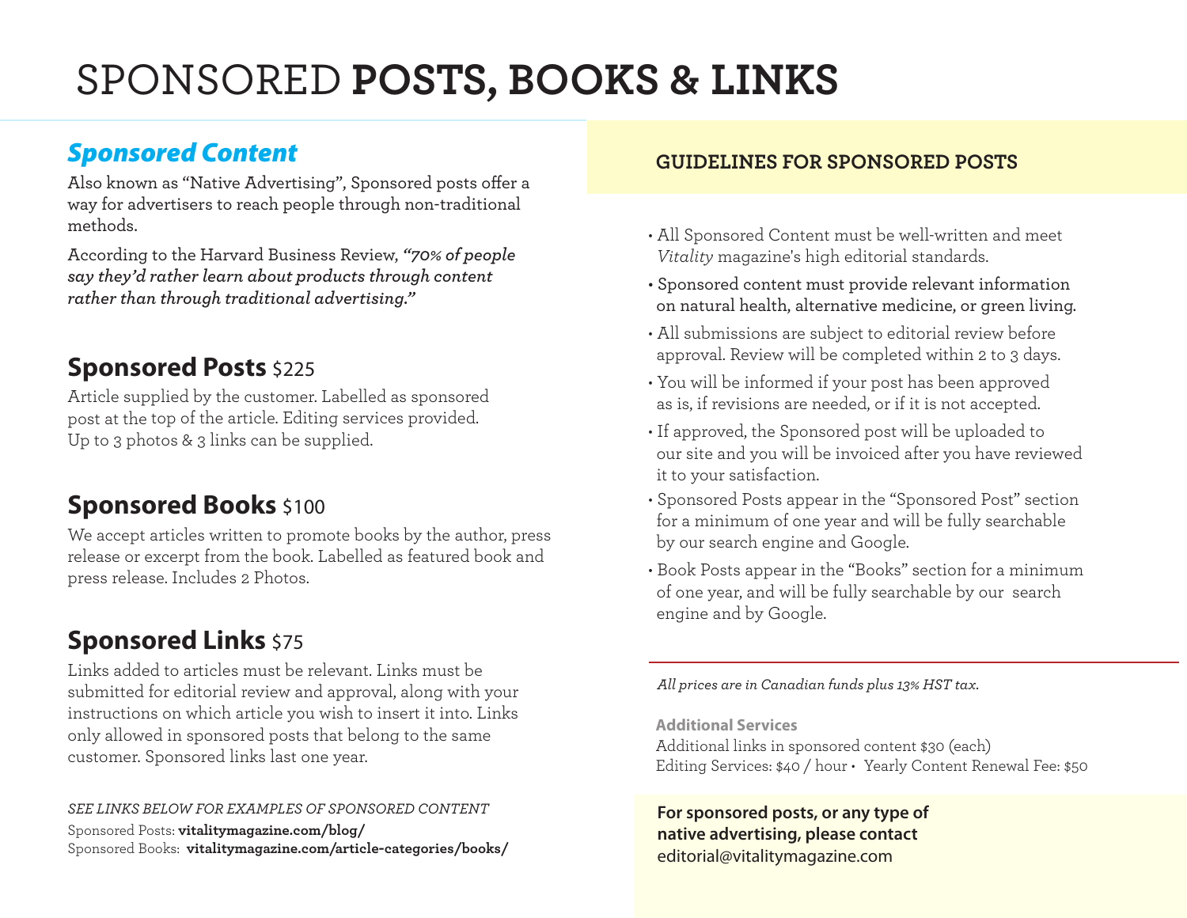# SPONSORED **POSTS, BOOKS & LINKS**

## *Sponsored Content*

Also known as "Native Advertising", Sponsored posts offer a way for advertisers to reach people through non-traditional methods.

According to the Harvard Business Review, ***"70% of people say they'd rather learn about products through content rather than through traditional advertising."***

## Sponsored Posts $225

Article supplied by the customer. Labelled as sponsored post at the top of the article. Editing services provided. Up to 3 photos & 3 links can be supplied.

## Sponsored Books $100

We accept articles written to promote books by the author, press release or excerpt from the book. Labelled as featured book and press release. Includes 2 Photos.

## Sponsored Links $75

Links added to articles must be relevant. Links must be submitted for editorial review and approval, along with your instructions on which article you wish to insert it into. Links only allowed in sponsored posts that belong to the same customer. Sponsored links last one year.

*SEE LINKS BELOW FOR EXAMPLES OF SPONSORED CONTENT*

Sponsored Posts: **vitalitymagazine.com/blog/**
Sponsored Books: **vitalitymagazine.com/article-categories/books/**

### GUIDELINES FOR SPONSORED POSTS

- All Sponsored Content must be well-written and meet *Vitality* magazine's high editorial standards.
- Sponsored content must provide relevant information on natural health, alternative medicine, or green living.
- All submissions are subject to editorial review before approval. Review will be completed within 2 to 3 days.
- You will be informed if your post has been approved as is, if revisions are needed, or if it is not accepted.
- If approved, the Sponsored post will be uploaded to our site and you will be invoiced after you have reviewed it to your satisfaction.
- Sponsored Posts appear in the "Sponsored Post" section for a minimum of one year and will be fully searchable by our search engine and Google.
- Book Posts appear in the "Books" section for a minimum of one year, and will be fully searchable by our search engine and by Google.

*All prices are in Canadian funds plus 13% HST tax.*

**Additional Services**
Additional links in sponsored content $30 (each)
Editing Services: $40 / hour • Yearly Content Renewal Fee: $50

**For sponsored posts, or any type of native advertising, please contact**
editorial@vitalitymagazine.com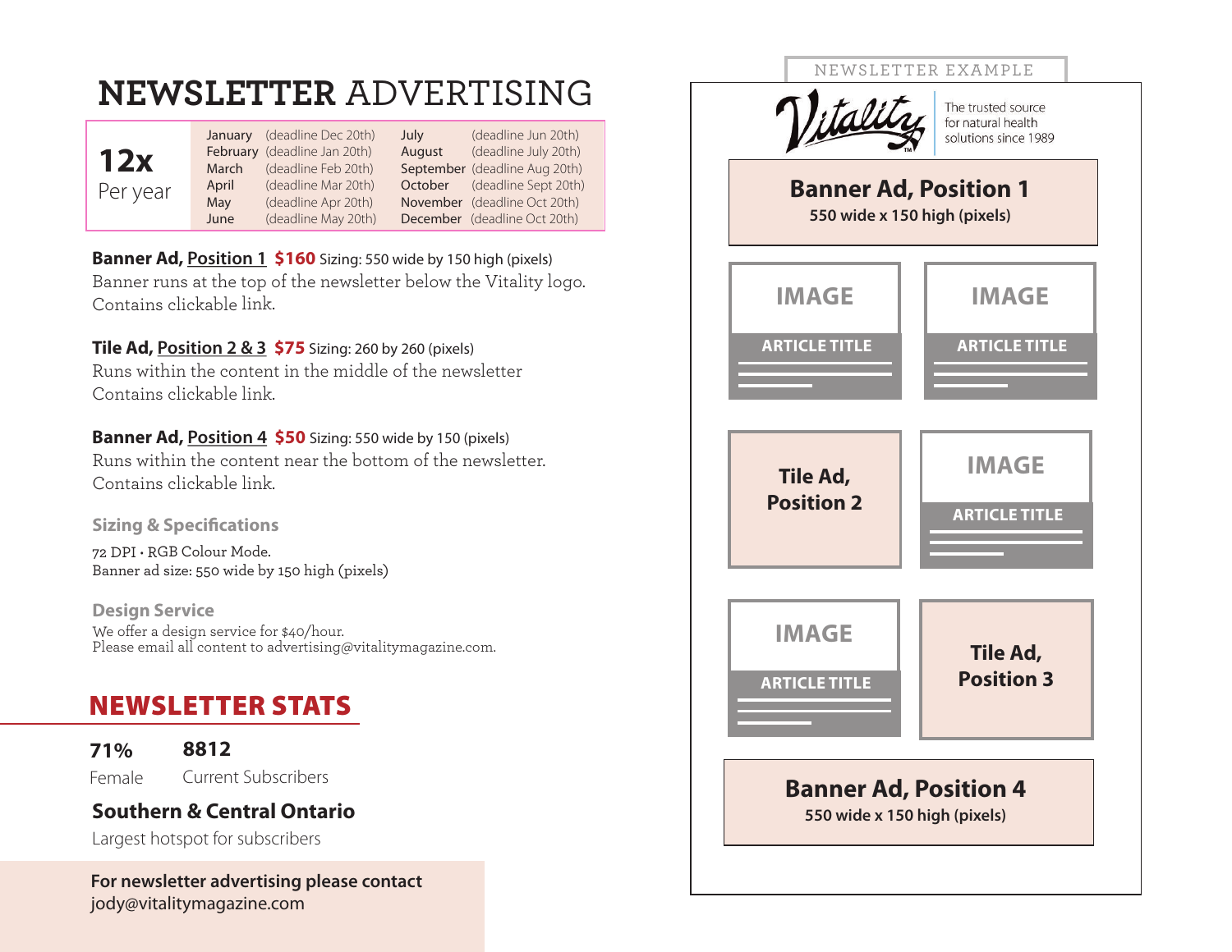# NEWSLETTER ADVERTISING

| | | | | |
|---|---|---|---|---|
| **12x** Per year | January | (deadline Dec 20th) | July | (deadline Jun 20th) |
| | February | (deadline Jan 20th) | August | (deadline July 20th) |
| | March | (deadline Feb 20th) | September | (deadline Aug 20th) |
| | April | (deadline Mar 20th) | October | (deadline Sept 20th) |
| | May | (deadline Apr 20th) | November | (deadline Oct 20th) |
| | June | (deadline May 20th) | December | (deadline Oct 20th) |

**Banner Ad, Position 1** **$160** Sizing: 550 wide by 150 high (pixels)
Banner runs at the top of the newsletter below the Vitality logo.
Contains clickable link.

**Tile Ad, Position 2 & 3** **$75** Sizing: 260 by 260 (pixels)
Runs within the content in the middle of the newsletter
Contains clickable link.

**Banner Ad, Position 4** **$50** Sizing: 550 wide by 150 (pixels)
Runs within the content near the bottom of the newsletter.
Contains clickable link.

### Sizing & Specifications

72 DPI • RGB Colour Mode.
Banner ad size: 550 wide by 150 high (pixels)

### Design Service

We offer a design service for $40/hour.
Please email all content to advertising@vitalitymagazine.com.

## NEWSLETTER STATS

**71%**
Female

**8812**
Current Subscribers

**Southern & Central Ontario**
Largest hotspot for subscribers

**For newsletter advertising please contact**
jody@vitalitymagazine.com

NEWSLETTER EXAMPLE

Vitality™
The trusted source for natural health solutions since 1989

**Banner Ad, Position 1**
550 wide x 150 high (pixels)

IMAGE
ARTICLE TITLE

IMAGE
ARTICLE TITLE

**Tile Ad, Position 2**

IMAGE
ARTICLE TITLE

IMAGE
ARTICLE TITLE

**Tile Ad, Position 3**

**Banner Ad, Position 4**
550 wide x 150 high (pixels)